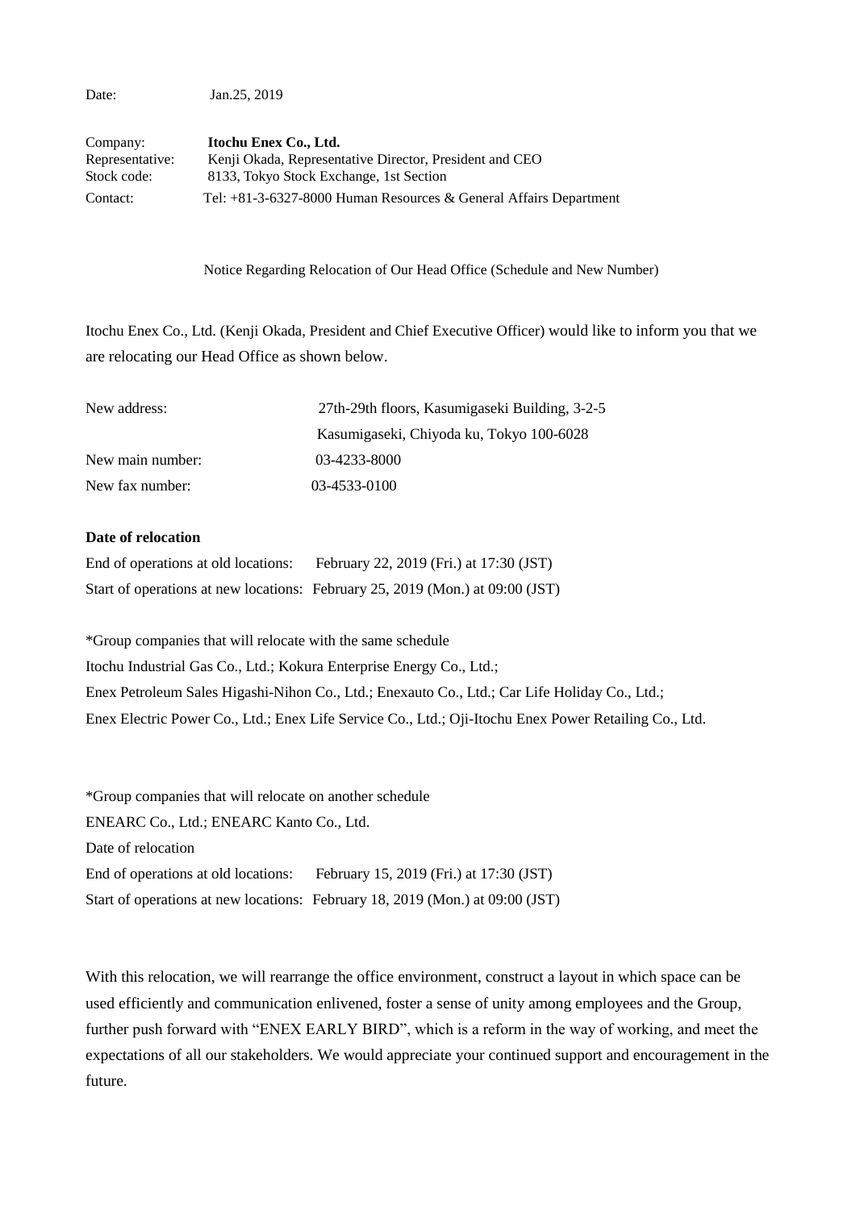Date: Jan.25, 2019

Company: **Itochu Enex Co., Ltd.**
Representative: Kenji Okada, Representative Director, President and CEO
Stock code: 8133, Tokyo Stock Exchange, 1st Section
Contact: Tel: +81-3-6327-8000 Human Resources & General Affairs Department

## Notice Regarding Relocation of Our Head Office (Schedule and New Number)

Itochu Enex Co., Ltd. (Kenji Okada, President and Chief Executive Officer) would like to inform you that we are relocating our Head Office as shown below.

| | |
|---|---|
| New address: | 27th-29th floors, Kasumigaseki Building, 3-2-5 Kasumigaseki, Chiyoda ku, Tokyo 100-6028 |
| New main number: | 03-4233-8000 |
| New fax number: | 03-4533-0100 |

**Date of relocation**

End of operations at old locations: February 22, 2019 (Fri.) at 17:30 (JST)
Start of operations at new locations: February 25, 2019 (Mon.) at 09:00 (JST)

*Group companies that will relocate with the same schedule
Itochu Industrial Gas Co., Ltd.; Kokura Enterprise Energy Co., Ltd.;
Enex Petroleum Sales Higashi-Nihon Co., Ltd.; Enexauto Co., Ltd.; Car Life Holiday Co., Ltd.;
Enex Electric Power Co., Ltd.; Enex Life Service Co., Ltd.; Oji-Itochu Enex Power Retailing Co., Ltd.

*Group companies that will relocate on another schedule
ENEARC Co., Ltd.; ENEARC Kanto Co., Ltd.
Date of relocation
End of operations at old locations: February 15, 2019 (Fri.) at 17:30 (JST)
Start of operations at new locations: February 18, 2019 (Mon.) at 09:00 (JST)

With this relocation, we will rearrange the office environment, construct a layout in which space can be used efficiently and communication enlivened, foster a sense of unity among employees and the Group, further push forward with "ENEX EARLY BIRD", which is a reform in the way of working, and meet the expectations of all our stakeholders. We would appreciate your continued support and encouragement in the future.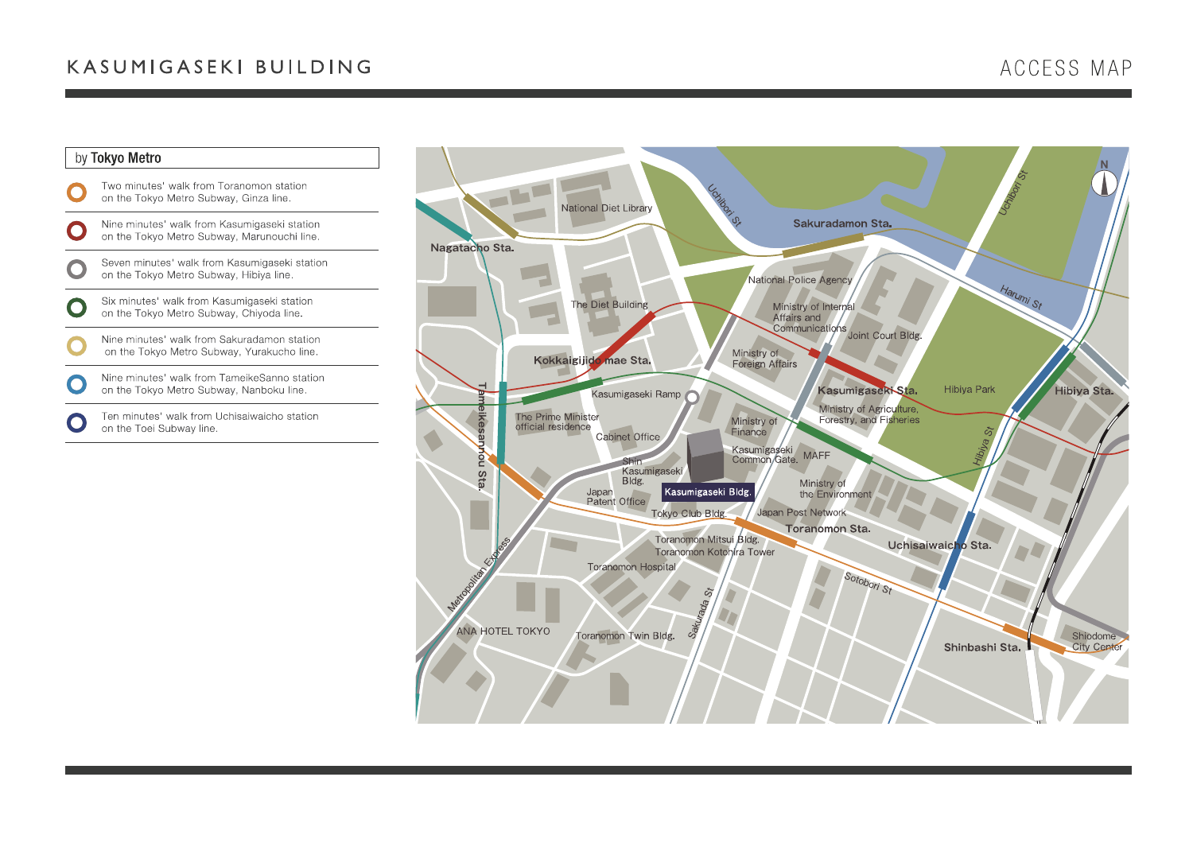# KASUMIGASEKI BUILDING

## ACCESS MAP

### by Tokyo Metro

- Two minutes' walk from Toranomon station on the Tokyo Metro Subway, Ginza line.
- Nine minutes' walk from Kasumigaseki station on the Tokyo Metro Subway, Marunouchi line.
- Seven minutes' walk from Kasumigaseki station on the Tokyo Metro Subway, Hibiya line.
- Six minutes' walk from Kasumigaseki station on the Tokyo Metro Subway, Chiyoda line.
- Nine minutes' walk from Sakuradamon station on the Tokyo Metro Subway, Yurakucho line.
- Nine minutes' walk from TameikeSanno station on the Tokyo Metro Subway, Nanboku line.
- Ten minutes' walk from Uchisaiwaicho station on the Toei Subway line.

N
National Diet Library
Uchibori St
Sakuradamon Sta.
Uchibori St
Nagatacho Sta.
National Police Agency
Harumi St
The Diet Building
Ministry of Internal Affairs and Communications
Joint Court Bldg.
Ministry of Foreign Affairs
Kokkaigijido mae Sta.
Kasumigaseki Sta.
Hibiya Park
Hibiya Sta.
Tameikesannou Sta.
Kasumigaseki Ramp
Ministry of Agriculture, Forestry, and Fisheries
The Prime Minister official residence
Ministry of Finance
Hibiya St
Cabinet Office
Kasumigaseki Common Gate.
MAFF
Shin Kasumigaseki Bldg.
Ministry of the Environment
Japan Patent Office
Kasumigaseki Bldg.
Tokyo Club Bldg.
Japan Post Network
Toranomon Sta.
Toranomon Mitsui Bldg.
Uchisaiwaicho Sta.
Toranomon Kotohira Tower
Metropolitan Express
Toranomon Hospital
Sotobori St
Sakurada St
ANA HOTEL TOKYO
Toranomon Twin Bldg.
Shiodome City Center
Shinbashi Sta.